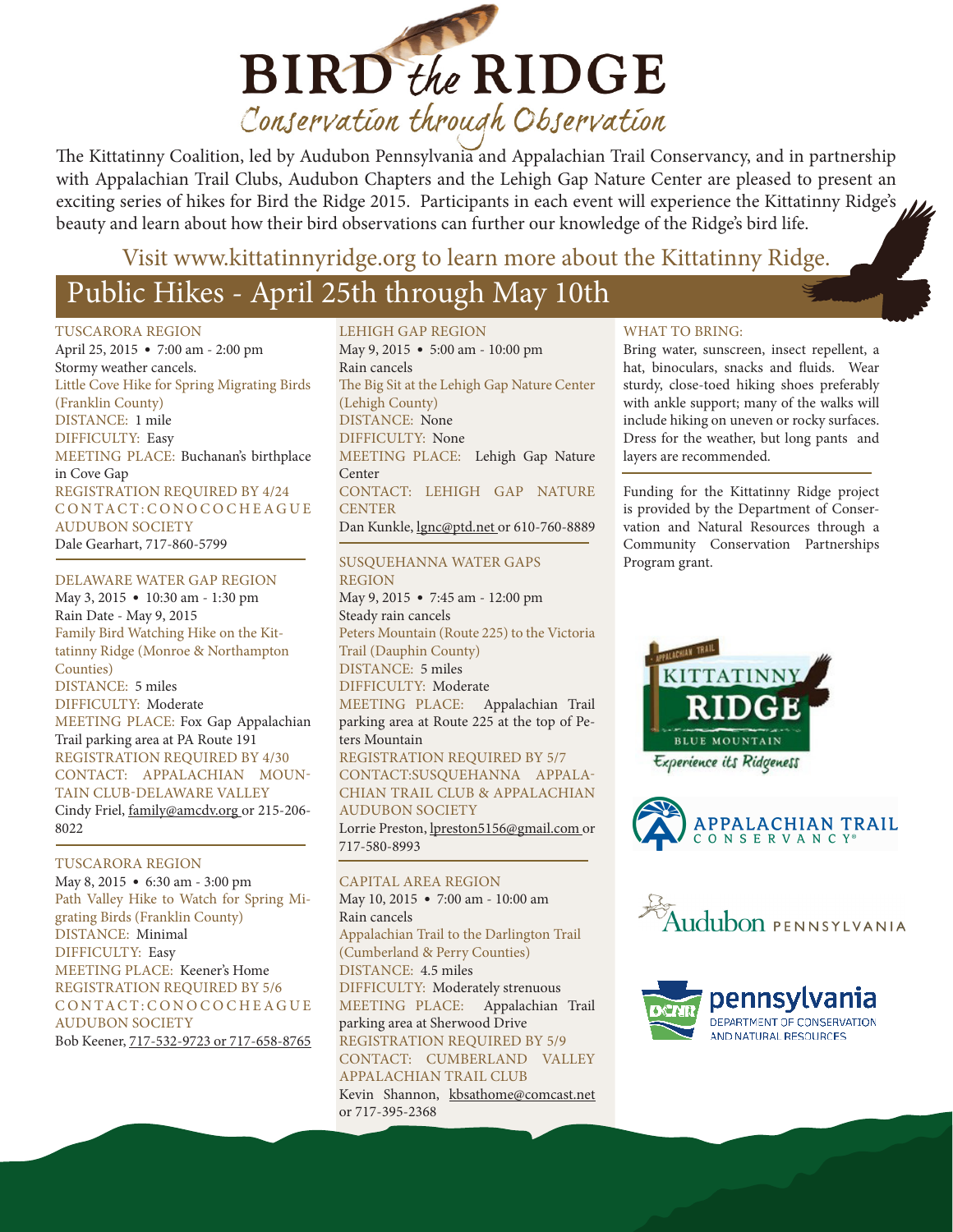# BIRD the RIDGE

*Conservation through Observation*

The Kittatinny Coalition, led by Audubon Pennsylvania and Appalachian Trail Conservancy, and in partnership with Appalachian Trail Clubs, Audubon Chapters and the Lehigh Gap Nature Center are pleased to present an exciting series of hikes for Bird the Ridge 2015. Participants in each event will experience the Kittatinny Ridge's beauty and learn about how their bird observations can further our knowledge of the Ridge's bird life.

Visit www.kittatinnyridge.org to learn more about the Kittatinny Ridge.

## Public Hikes - April 25th through May 10th

### TUSCARORA REGION

April 25, 2015 • 7:00 am - 2:00 pm
Stormy weather cancels.
Little Cove Hike for Spring Migrating Birds (Franklin County)
DISTANCE: 1 mile
DIFFICULTY: Easy
MEETING PLACE: Buchanan's birthplace in Cove Gap
REGISTRATION REQUIRED BY 4/24
CONTACT: CONOCOCHEAGUE AUDUBON SOCIETY
Dale Gearhart, 717-860-5799

### DELAWARE WATER GAP REGION

May 3, 2015 • 10:30 am - 1:30 pm
Rain Date - May 9, 2015
Family Bird Watching Hike on the Kittatinny Ridge (Monroe & Northampton Counties)
DISTANCE: 5 miles
DIFFICULTY: Moderate
MEETING PLACE: Fox Gap Appalachian Trail parking area at PA Route 191
REGISTRATION REQUIRED BY 4/30
CONTACT: APPALACHIAN MOUNTAIN CLUB-DELAWARE VALLEY
Cindy Friel, family@amcdv.org or 215-206-8022

### TUSCARORA REGION

May 8, 2015 • 6:30 am - 3:00 pm
Path Valley Hike to Watch for Spring Migrating Birds (Franklin County)
DISTANCE: Minimal
DIFFICULTY: Easy
MEETING PLACE: Keener's Home
REGISTRATION REQUIRED BY 5/6
CONTACT: CONOCOCHEAGUE AUDUBON SOCIETY
Bob Keener, 717-532-9723 or 717-658-8765

### LEHIGH GAP REGION

May 9, 2015 • 5:00 am - 10:00 pm
Rain cancels
The Big Sit at the Lehigh Gap Nature Center (Lehigh County)
DISTANCE: None
DIFFICULTY: None
MEETING PLACE: Lehigh Gap Nature Center
CONTACT: LEHIGH GAP NATURE CENTER
Dan Kunkle, lgnc@ptd.net or 610-760-8889

### SUSQUEHANNA WATER GAPS REGION

May 9, 2015 • 7:45 am - 12:00 pm
Steady rain cancels
Peters Mountain (Route 225) to the Victoria Trail (Dauphin County)
DISTANCE: 5 miles
DIFFICULTY: Moderate
MEETING PLACE: Appalachian Trail parking area at Route 225 at the top of Peters Mountain
REGISTRATION REQUIRED BY 5/7
CONTACT: SUSQUEHANNA APPALACHIAN TRAIL CLUB & APPALACHIAN AUDUBON SOCIETY
Lorrie Preston, lpreston5156@gmail.com or 717-580-8993

### CAPITAL AREA REGION

May 10, 2015 • 7:00 am - 10:00 am
Rain cancels
Appalachian Trail to the Darlington Trail (Cumberland & Perry Counties)
DISTANCE: 4.5 miles
DIFFICULTY: Moderately strenuous
MEETING PLACE: Appalachian Trail parking area at Sherwood Drive
REGISTRATION REQUIRED BY 5/9
CONTACT: CUMBERLAND VALLEY APPALACHIAN TRAIL CLUB
Kevin Shannon, kbsathome@comcast.net or 717-395-2368

### WHAT TO BRING:

Bring water, sunscreen, insect repellent, a hat, binoculars, snacks and fluids. Wear sturdy, close-toed hiking shoes preferably with ankle support; many of the walks will include hiking on uneven or rocky surfaces. Dress for the weather, but long pants and layers are recommended.

Funding for the Kittatinny Ridge project is provided by the Department of Conservation and Natural Resources through a Community Conservation Partnerships Program grant.

KITTATINNY RIDGE – BLUE MOUNTAIN – *Experience its Ridgeness*

APPALACHIAN TRAIL CONSERVANCY

Audubon PENNSYLVANIA

pennsylvania DEPARTMENT OF CONSERVATION AND NATURAL RESOURCES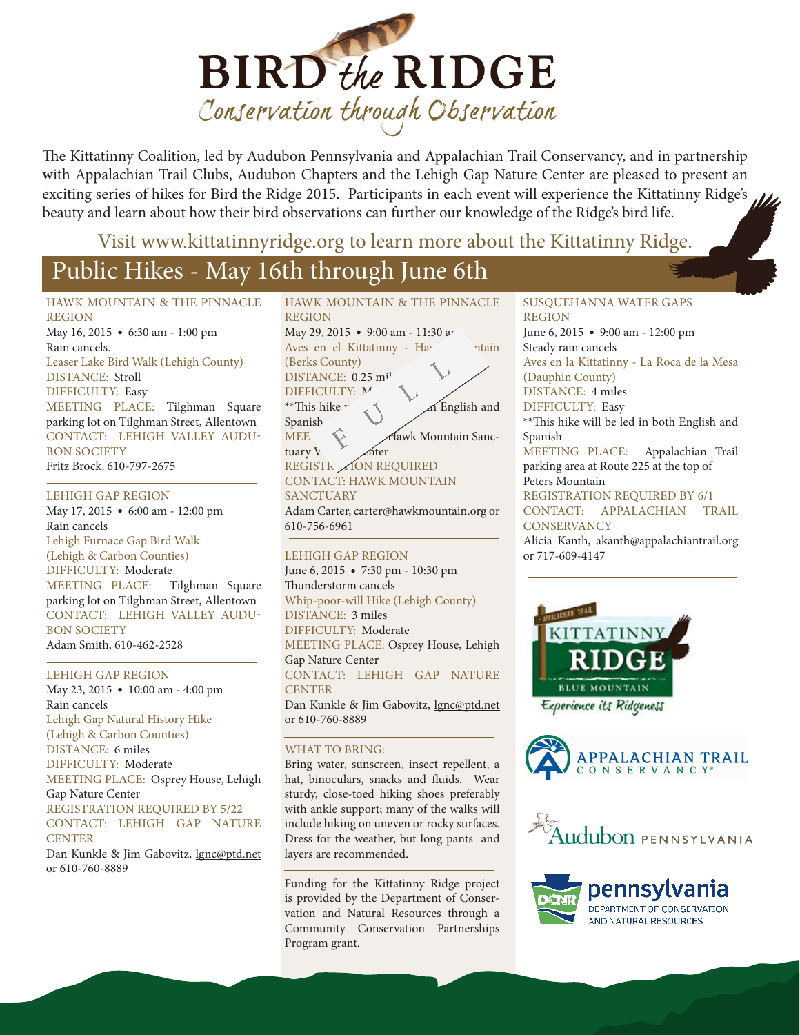# BIRD *the* RIDGE

*Conservation through Observation*

The Kittatinny Coalition, led by Audubon Pennsylvania and Appalachian Trail Conservancy, and in partnership with Appalachian Trail Clubs, Audubon Chapters and the Lehigh Gap Nature Center are pleased to present an exciting series of hikes for Bird the Ridge 2015. Participants in each event will experience the Kittatinny Ridge's beauty and learn about how their bird observations can further our knowledge of the Ridge's bird life.

Visit www.kittatinnyridge.org to learn more about the Kittatinny Ridge.

## Public Hikes - May 16th through June 6th

HAWK MOUNTAIN & THE PINNACLE REGION
May 16, 2015 • 6:30 am - 1:00 pm
Rain cancels.
Leaser Lake Bird Walk (Lehigh County)
DISTANCE: Stroll
DIFFICULTY: Easy
MEETING PLACE: Tilghman Square parking lot on Tilghman Street, Allentown
CONTACT: LEHIGH VALLEY AUDUBON SOCIETY
Fritz Brock, 610-797-2675

---

LEHIGH GAP REGION
May 17, 2015 • 6:00 am - 12:00 pm
Rain cancels
Lehigh Furnace Gap Bird Walk (Lehigh & Carbon Counties)
DIFFICULTY: Moderate
MEETING PLACE: Tilghman Square parking lot on Tilghman Street, Allentown
CONTACT: LEHIGH VALLEY AUDUBON SOCIETY
Adam Smith, 610-462-2528

---

LEHIGH GAP REGION
May 23, 2015 • 10:00 am - 4:00 pm
Rain cancels
Lehigh Gap Natural History Hike (Lehigh & Carbon Counties)
DISTANCE: 6 miles
DIFFICULTY: Moderate
MEETING PLACE: Osprey House, Lehigh Gap Nature Center
REGISTRATION REQUIRED BY 5/22
CONTACT: LEHIGH GAP NATURE CENTER
Dan Kunkle & Jim Gabovitz, lgnc@ptd.net or 610-760-8889

---

HAWK MOUNTAIN & THE PINNACLE REGION
May 29, 2015 • 9:00 am - 11:30 am
Aves en el Kittatinny - Hawk Mountain (Berks County)
DISTANCE: 0.25 mi
DIFFICULTY: M
**This hike will be led in English and Spanish
MEETING PLACE: Hawk Mountain Sanctuary Visitor Center
REGISTRATION REQUIRED
CONTACT: HAWK MOUNTAIN SANCTUARY
Adam Carter, carter@hawkmountain.org or 610-756-6961

FULL

---

LEHIGH GAP REGION
June 6, 2015 • 7:30 pm - 10:30 pm
Thunderstorm cancels
Whip-poor-will Hike (Lehigh County)
DISTANCE: 3 miles
DIFFICULTY: Moderate
MEETING PLACE: Osprey House, Lehigh Gap Nature Center
CONTACT: LEHIGH GAP NATURE CENTER
Dan Kunkle & Jim Gabovitz, lgnc@ptd.net or 610-760-8889

---

WHAT TO BRING:
Bring water, sunscreen, insect repellent, a hat, binoculars, snacks and fluids. Wear sturdy, close-toed hiking shoes preferably with ankle support; many of the walks will include hiking on uneven or rocky surfaces. Dress for the weather, but long pants and layers are recommended.

---

Funding for the Kittatinny Ridge project is provided by the Department of Conservation and Natural Resources through a Community Conservation Partnerships Program grant.

---

SUSQUEHANNA WATER GAPS REGION
June 6, 2015 • 9:00 am - 12:00 pm
Steady rain cancels
Aves en la Kittatinny - La Roca de la Mesa (Dauphin County)
DISTANCE: 4 miles
DIFFICULTY: Easy
**This hike will be led in both English and Spanish
MEETING PLACE: Appalachian Trail parking area at Route 225 at the top of Peters Mountain
REGISTRATION REQUIRED BY 6/1
CONTACT: APPALACHIAN TRAIL CONSERVANCY
Alicia Kanth, akanth@appalachiantrail.org or 717-609-4147

---

KITTATINNY RIDGE — BLUE MOUNTAIN — *Experience its Ridgeness*

APPALACHIAN TRAIL CONSERVANCY

Audubon PENNSYLVANIA

pennsylvania DEPARTMENT OF CONSERVATION AND NATURAL RESOURCES